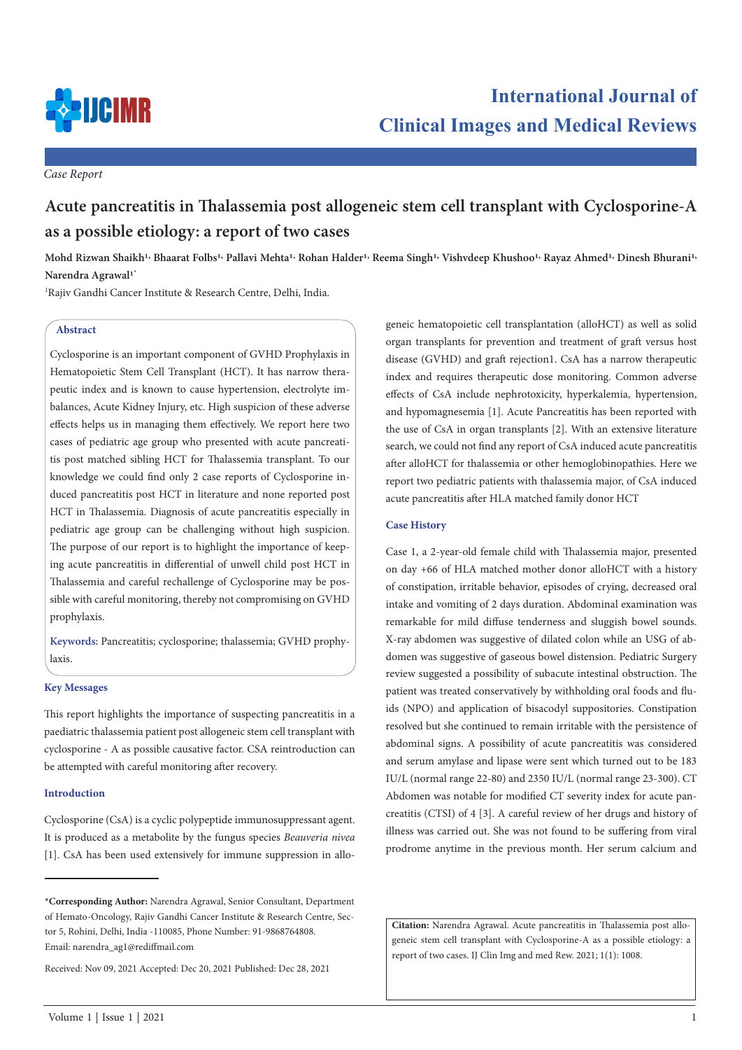Case Report

# Acute pancreatitis in Thalassemia post allogeneic stem cell transplant with Cyclosporine-A as a possible etiology: a report of two cases

**Mohd Rizwan Shaikh[1], Bhaarat Folbs[1], Pallavi Mehta[1], Rohan Halder[1], Reema Singh[1], Vishvdeep Khushoo[1], Rayaz Ahmed[1], Dinesh Bhurani[1], Narendra Agrawal[1*]**

[1]Rajiv Gandhi Cancer Institute & Research Centre, Delhi, India.

## Abstract

Cyclosporine is an important component of GVHD Prophylaxis in Hematopoietic Stem Cell Transplant (HCT). It has narrow therapeutic index and is known to cause hypertension, electrolyte imbalances, Acute Kidney Injury, etc. High suspicion of these adverse effects helps us in managing them effectively. We report here two cases of pediatric age group who presented with acute pancreatitis post matched sibling HCT for Thalassemia transplant. To our knowledge we could find only 2 case reports of Cyclosporine induced pancreatitis post HCT in literature and none reported post HCT in Thalassemia. Diagnosis of acute pancreatitis especially in pediatric age group can be challenging without high suspicion. The purpose of our report is to highlight the importance of keeping acute pancreatitis in differential of unwell child post HCT in Thalassemia and careful rechallenge of Cyclosporine may be possible with careful monitoring, thereby not compromising on GVHD prophylaxis.

**Keywords:** Pancreatitis; cyclosporine; thalassemia; GVHD prophylaxis.

## Key Messages

This report highlights the importance of suspecting pancreatitis in a paediatric thalassemia patient post allogeneic stem cell transplant with cyclosporine - A as possible causative factor. CSA reintroduction can be attempted with careful monitoring after recovery.

## Introduction

Cyclosporine (CsA) is a cyclic polypeptide immunosuppressant agent. It is produced as a metabolite by the fungus species *Beauveria nivea* [1]. CsA has been used extensively for immune suppression in allogeneic hematopoietic cell transplantation (alloHCT) as well as solid organ transplants for prevention and treatment of graft versus host disease (GVHD) and graft rejection1. CsA has a narrow therapeutic index and requires therapeutic dose monitoring. Common adverse effects of CsA include nephrotoxicity, hyperkalemia, hypertension, and hypomagnesemia [1]. Acute Pancreatitis has been reported with the use of CsA in organ transplants [2]. With an extensive literature search, we could not find any report of CsA induced acute pancreatitis after alloHCT for thalassemia or other hemoglobinopathies. Here we report two pediatric patients with thalassemia major, of CsA induced acute pancreatitis after HLA matched family donor HCT

## Case History

Case 1, a 2-year-old female child with Thalassemia major, presented on day +66 of HLA matched mother donor alloHCT with a history of constipation, irritable behavior, episodes of crying, decreased oral intake and vomiting of 2 days duration. Abdominal examination was remarkable for mild diffuse tenderness and sluggish bowel sounds. X-ray abdomen was suggestive of dilated colon while an USG of abdomen was suggestive of gaseous bowel distension. Pediatric Surgery review suggested a possibility of subacute intestinal obstruction. The patient was treated conservatively by withholding oral foods and fluids (NPO) and application of bisacodyl suppositories. Constipation resolved but she continued to remain irritable with the persistence of abdominal signs. A possibility of acute pancreatitis was considered and serum amylase and lipase were sent which turned out to be 183 IU/L (normal range 22-80) and 2350 IU/L (normal range 23-300). CT Abdomen was notable for modified CT severity index for acute pancreatitis (CTSI) of 4 [3]. A careful review of her drugs and history of illness was carried out. She was not found to be suffering from viral prodrome anytime in the previous month. Her serum calcium and

---

**\*Corresponding Author:** Narendra Agrawal, Senior Consultant, Department of Hemato-Oncology, Rajiv Gandhi Cancer Institute & Research Centre, Sector 5, Rohini, Delhi, India -110085, Phone Number: 91-9868764808. Email: narendra_ag1@rediffmail.com

Received: Nov 09, 2021 Accepted: Dec 20, 2021 Published: Dec 28, 2021

**Citation:** Narendra Agrawal. Acute pancreatitis in Thalassemia post allogeneic stem cell transplant with Cyclosporine-A as a possible etiology: a report of two cases. IJ Clin Img and med Rew. 2021; 1(1): 1008.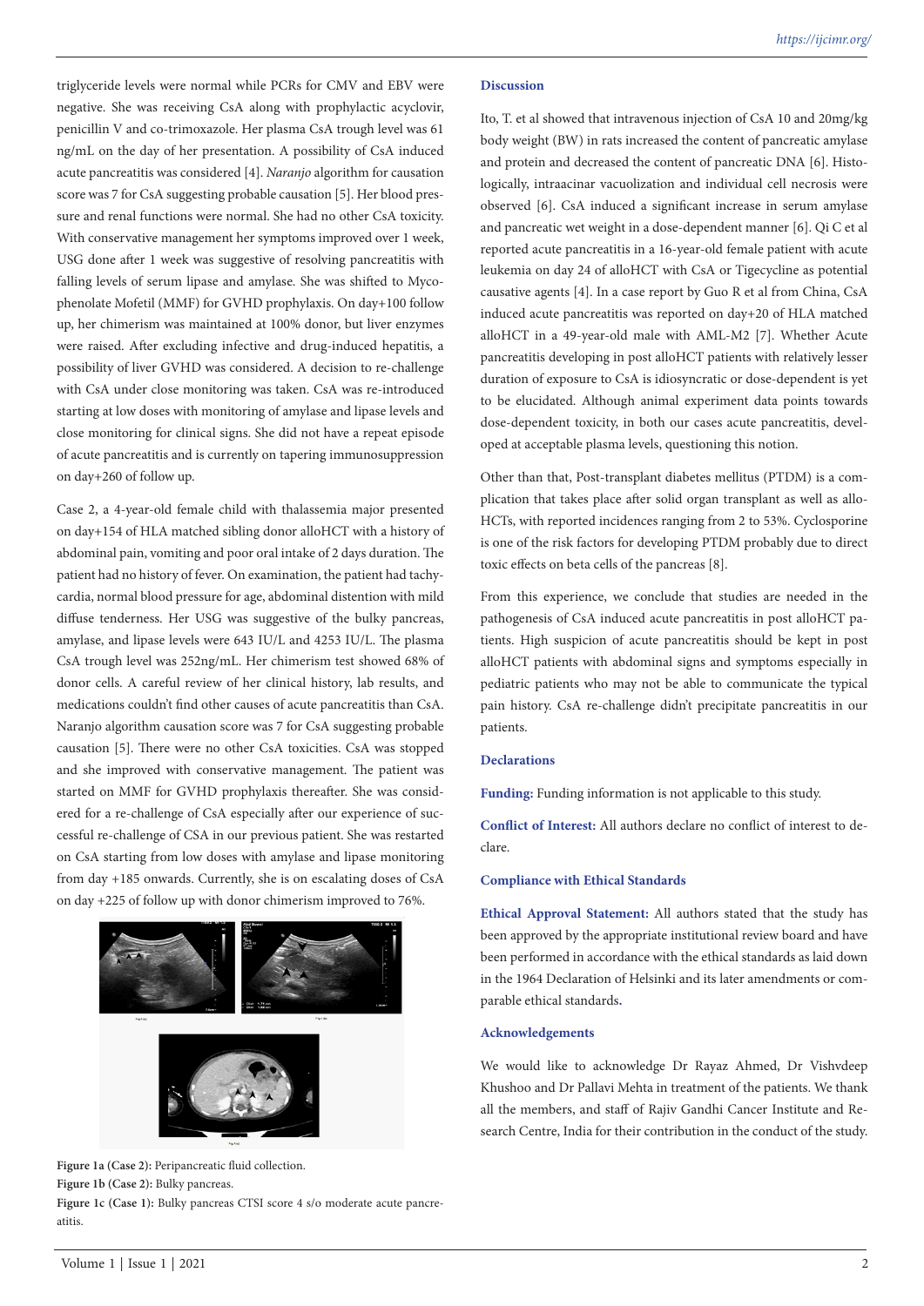triglyceride levels were normal while PCRs for CMV and EBV were negative. She was receiving CsA along with prophylactic acyclovir, penicillin V and co-trimoxazole. Her plasma CsA trough level was 61 ng/mL on the day of her presentation. A possibility of CsA induced acute pancreatitis was considered [4]. *Naranjo* algorithm for causation score was 7 for CsA suggesting probable causation [5]. Her blood pressure and renal functions were normal. She had no other CsA toxicity. With conservative management her symptoms improved over 1 week, USG done after 1 week was suggestive of resolving pancreatitis with falling levels of serum lipase and amylase. She was shifted to Mycophenolate Mofetil (MMF) for GVHD prophylaxis. On day+100 follow up, her chimerism was maintained at 100% donor, but liver enzymes were raised. After excluding infective and drug-induced hepatitis, a possibility of liver GVHD was considered. A decision to re-challenge with CsA under close monitoring was taken. CsA was re-introduced starting at low doses with monitoring of amylase and lipase levels and close monitoring for clinical signs. She did not have a repeat episode of acute pancreatitis and is currently on tapering immunosuppression on day+260 of follow up.

Case 2, a 4-year-old female child with thalassemia major presented on day+154 of HLA matched sibling donor alloHCT with a history of abdominal pain, vomiting and poor oral intake of 2 days duration. The patient had no history of fever. On examination, the patient had tachycardia, normal blood pressure for age, abdominal distention with mild diffuse tenderness. Her USG was suggestive of the bulky pancreas, amylase, and lipase levels were 643 IU/L and 4253 IU/L. The plasma CsA trough level was 252ng/mL. Her chimerism test showed 68% of donor cells. A careful review of her clinical history, lab results, and medications couldn't find other causes of acute pancreatitis than CsA. Naranjo algorithm causation score was 7 for CsA suggesting probable causation [5]. There were no other CsA toxicities. CsA was stopped and she improved with conservative management. The patient was started on MMF for GVHD prophylaxis thereafter. She was considered for a re-challenge of CsA especially after our experience of successful re-challenge of CSA in our previous patient. She was restarted on CsA starting from low doses with amylase and lipase monitoring from day +185 onwards. Currently, she is on escalating doses of CsA on day +225 of follow up with donor chimerism improved to 76%.

**Figure 1a (Case 2):** Peripancreatic fluid collection.

**Figure 1b (Case 2):** Bulky pancreas.

**Figure 1c (Case 1):** Bulky pancreas CTSI score 4 s/o moderate acute pancreatitis.

## Discussion

Ito, T. et al showed that intravenous injection of CsA 10 and 20mg/kg body weight (BW) in rats increased the content of pancreatic amylase and protein and decreased the content of pancreatic DNA [6]. Histologically, intraacinar vacuolization and individual cell necrosis were observed [6]. CsA induced a significant increase in serum amylase and pancreatic wet weight in a dose-dependent manner [6]. Qi C et al reported acute pancreatitis in a 16-year-old female patient with acute leukemia on day 24 of alloHCT with CsA or Tigecycline as potential causative agents [4]. In a case report by Guo R et al from China, CsA induced acute pancreatitis was reported on day+20 of HLA matched alloHCT in a 49-year-old male with AML-M2 [7]. Whether Acute pancreatitis developing in post alloHCT patients with relatively lesser duration of exposure to CsA is idiosyncratic or dose-dependent is yet to be elucidated. Although animal experiment data points towards dose-dependent toxicity, in both our cases acute pancreatitis, developed at acceptable plasma levels, questioning this notion.

Other than that, Post-transplant diabetes mellitus (PTDM) is a complication that takes place after solid organ transplant as well as alloHCTs, with reported incidences ranging from 2 to 53%. Cyclosporine is one of the risk factors for developing PTDM probably due to direct toxic effects on beta cells of the pancreas [8].

From this experience, we conclude that studies are needed in the pathogenesis of CsA induced acute pancreatitis in post alloHCT patients. High suspicion of acute pancreatitis should be kept in post alloHCT patients with abdominal signs and symptoms especially in pediatric patients who may not be able to communicate the typical pain history. CsA re-challenge didn't precipitate pancreatitis in our patients.

## Declarations

**Funding:** Funding information is not applicable to this study.

**Conflict of Interest:** All authors declare no conflict of interest to declare.

## Compliance with Ethical Standards

**Ethical Approval Statement:** All authors stated that the study has been approved by the appropriate institutional review board and have been performed in accordance with the ethical standards as laid down in the 1964 Declaration of Helsinki and its later amendments or comparable ethical standards.

## Acknowledgements

We would like to acknowledge Dr Rayaz Ahmed, Dr Vishvdeep Khushoo and Dr Pallavi Mehta in treatment of the patients. We thank all the members, and staff of Rajiv Gandhi Cancer Institute and Research Centre, India for their contribution in the conduct of the study.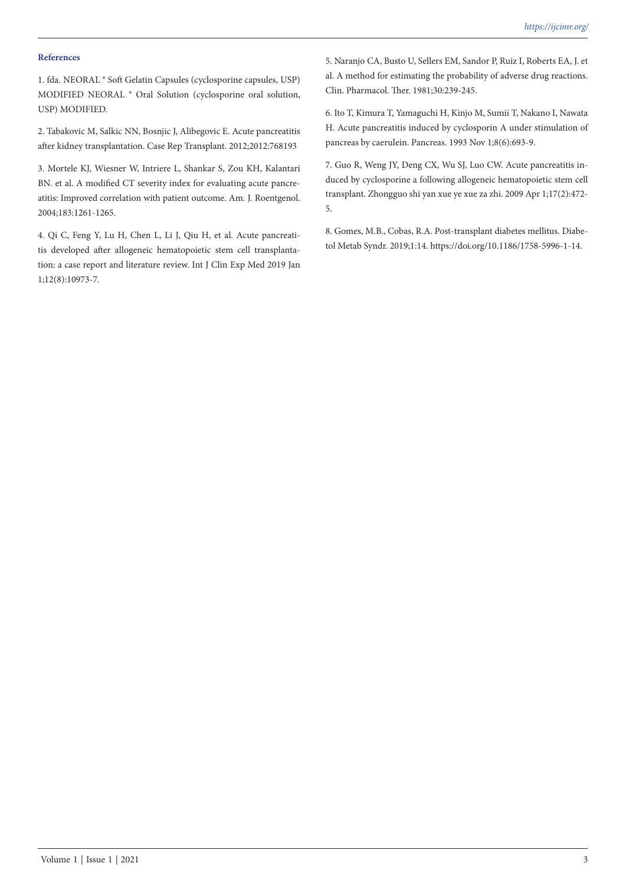## References

1. fda. NEORAL ® Soft Gelatin Capsules (cyclosporine capsules, USP) MODIFIED NEORAL ® Oral Solution (cyclosporine oral solution, USP) MODIFIED.

2. Tabakovic M, Salkic NN, Bosnjic J, Alibegovic E. Acute pancreatitis after kidney transplantation. Case Rep Transplant. 2012;2012:768193

3. Mortele KJ, Wiesner W, Intriere L, Shankar S, Zou KH, Kalantari BN. et al. A modified CT severity index for evaluating acute pancreatitis: Improved correlation with patient outcome. Am. J. Roentgenol. 2004;183:1261-1265.

4. Qi C, Feng Y, Lu H, Chen L, Li J, Qiu H, et al. Acute pancreatitis developed after allogeneic hematopoietic stem cell transplantation: a case report and literature review. Int J Clin Exp Med 2019 Jan 1;12(8):10973-7.

5. Naranjo CA, Busto U, Sellers EM, Sandor P, Ruiz I, Roberts EA, J. et al. A method for estimating the probability of adverse drug reactions. Clin. Pharmacol. Ther. 1981;30:239-245.

6. Ito T, Kimura T, Yamaguchi H, Kinjo M, Sumii T, Nakano I, Nawata H. Acute pancreatitis induced by cyclosporin A under stimulation of pancreas by caerulein. Pancreas. 1993 Nov 1;8(6):693-9.

7. Guo R, Weng JY, Deng CX, Wu SJ, Luo CW. Acute pancreatitis induced by cyclosporine a following allogeneic hematopoietic stem cell transplant. Zhongguo shi yan xue ye xue za zhi. 2009 Apr 1;17(2):472-5.

8. Gomes, M.B., Cobas, R.A. Post-transplant diabetes mellitus. Diabetol Metab Syndr. 2019;1:14. https://doi.org/10.1186/1758-5996-1-14.